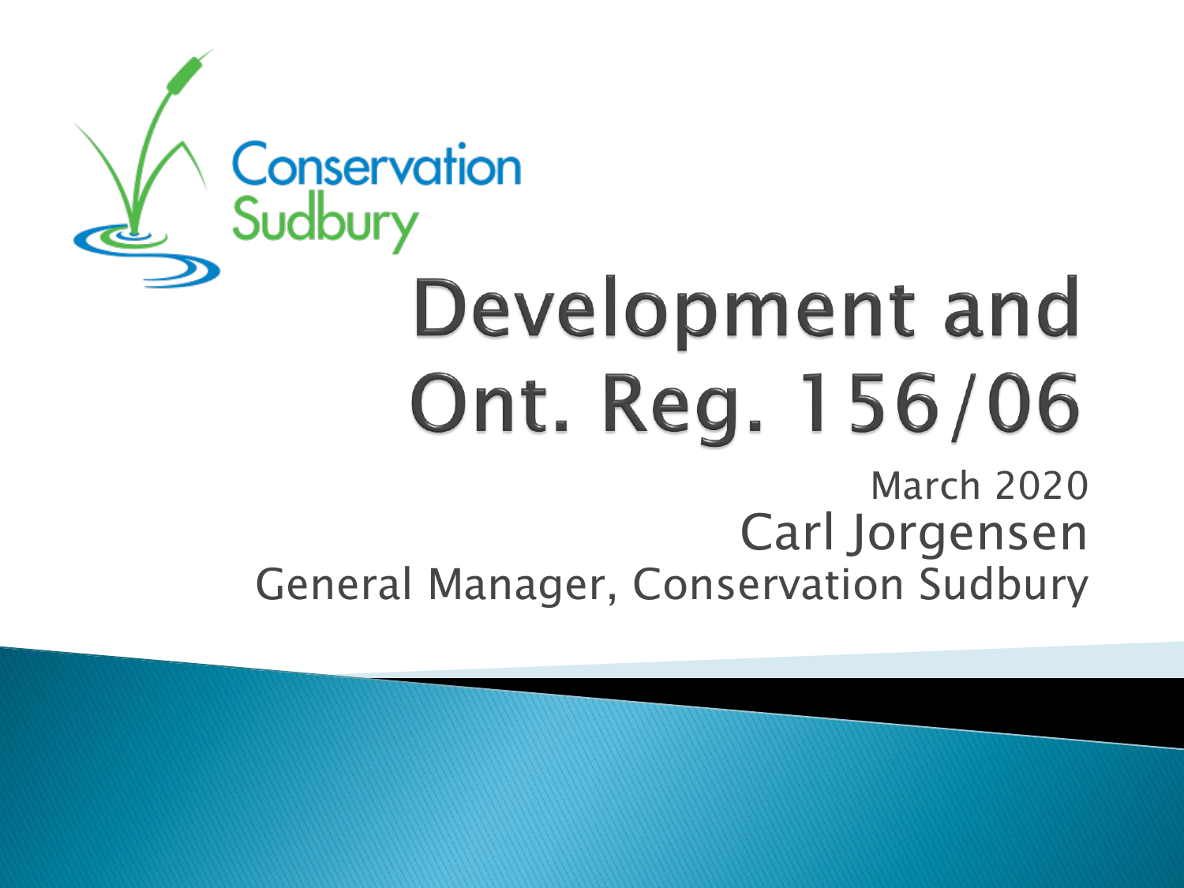Conservation Sudbury

# Development and Ont. Reg. 156/06

March 2020

Carl Jorgensen

General Manager, Conservation Sudbury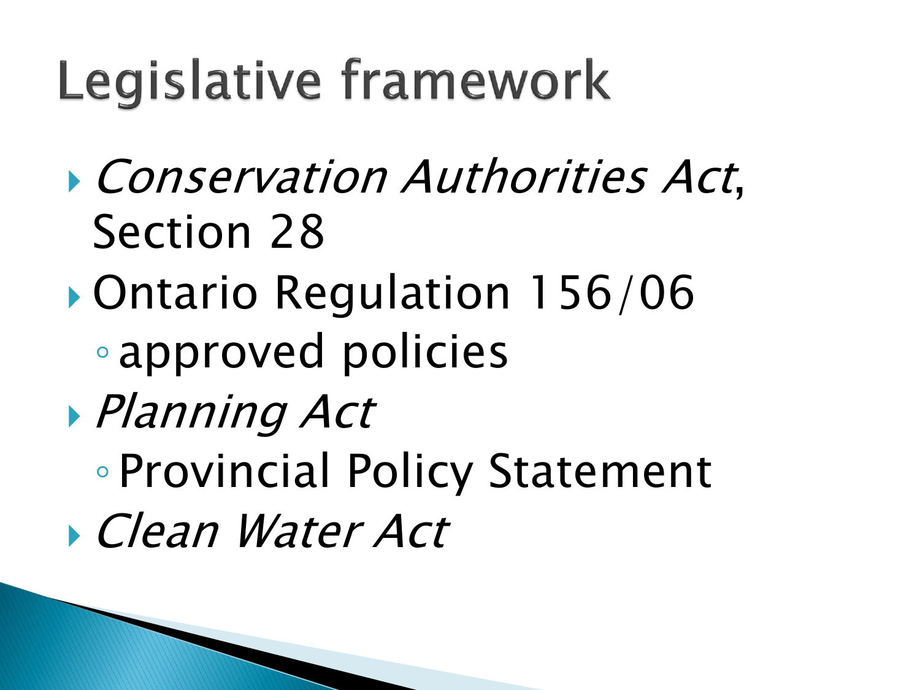# Legislative framework

- *Conservation Authorities Act*, Section 28
- Ontario Regulation 156/06
  - approved policies
- *Planning Act*
  - Provincial Policy Statement
- *Clean Water Act*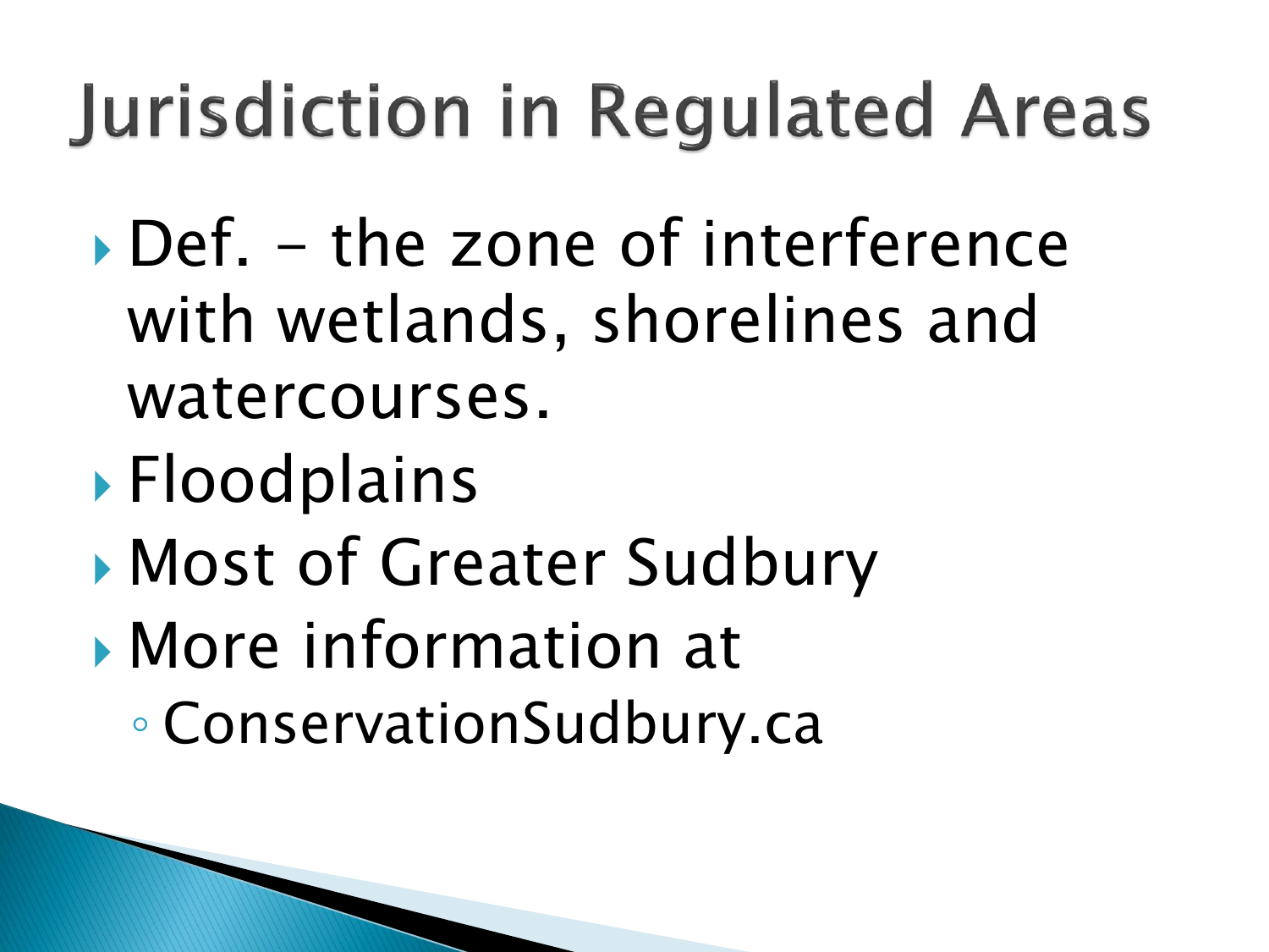# Jurisdiction in Regulated Areas

- Def. – the zone of interference with wetlands, shorelines and watercourses.
- Floodplains
- Most of Greater Sudbury
- More information at
  - ConservationSudbury.ca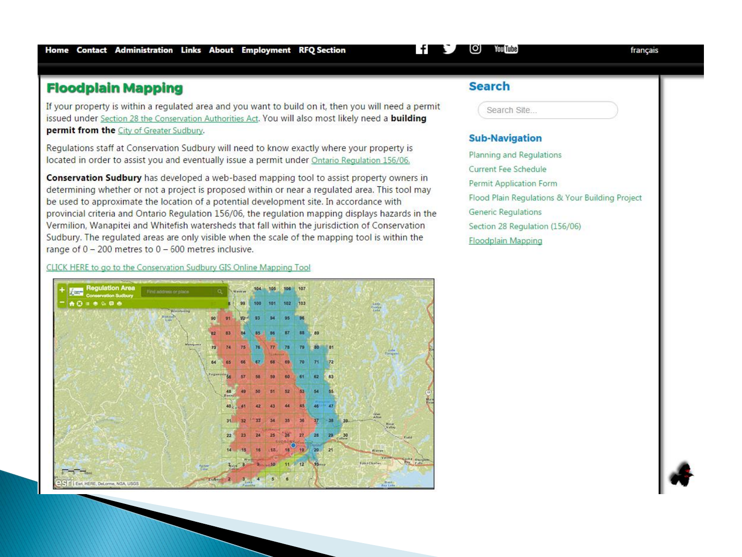Home Contact Administration Links About Employment RFQ Section français

# Floodplain Mapping

If your property is within a regulated area and you want to build on it, then you will need a permit issued under Section 28 the Conservation Authorities Act. You will also most likely need a **building permit from the** City of Greater Sudbury.

Regulations staff at Conservation Sudbury will need to know exactly where your property is located in order to assist you and eventually issue a permit under Ontario Regulation 156/06.

**Conservation Sudbury** has developed a web-based mapping tool to assist property owners in determining whether or not a project is proposed within or near a regulated area. This tool may be used to approximate the location of a potential development site. In accordance with provincial criteria and Ontario Regulation 156/06, the regulation mapping displays hazards in the Vermilion, Wanapitei and Whitefish watersheds that fall within the jurisdiction of Conservation Sudbury. The regulated areas are only visible when the scale of the mapping tool is within the range of 0 – 200 metres to 0 – 600 metres inclusive.

CLICK HERE to go to the Conservation Sudbury GIS Online Mapping Tool

## Search

Search Site...

## Sub-Navigation

- Planning and Regulations
- Current Fee Schedule
- Permit Application Form
- Flood Plain Regulations & Your Building Project
- Generic Regulations
- Section 28 Regulation (156/06)
- Floodplain Mapping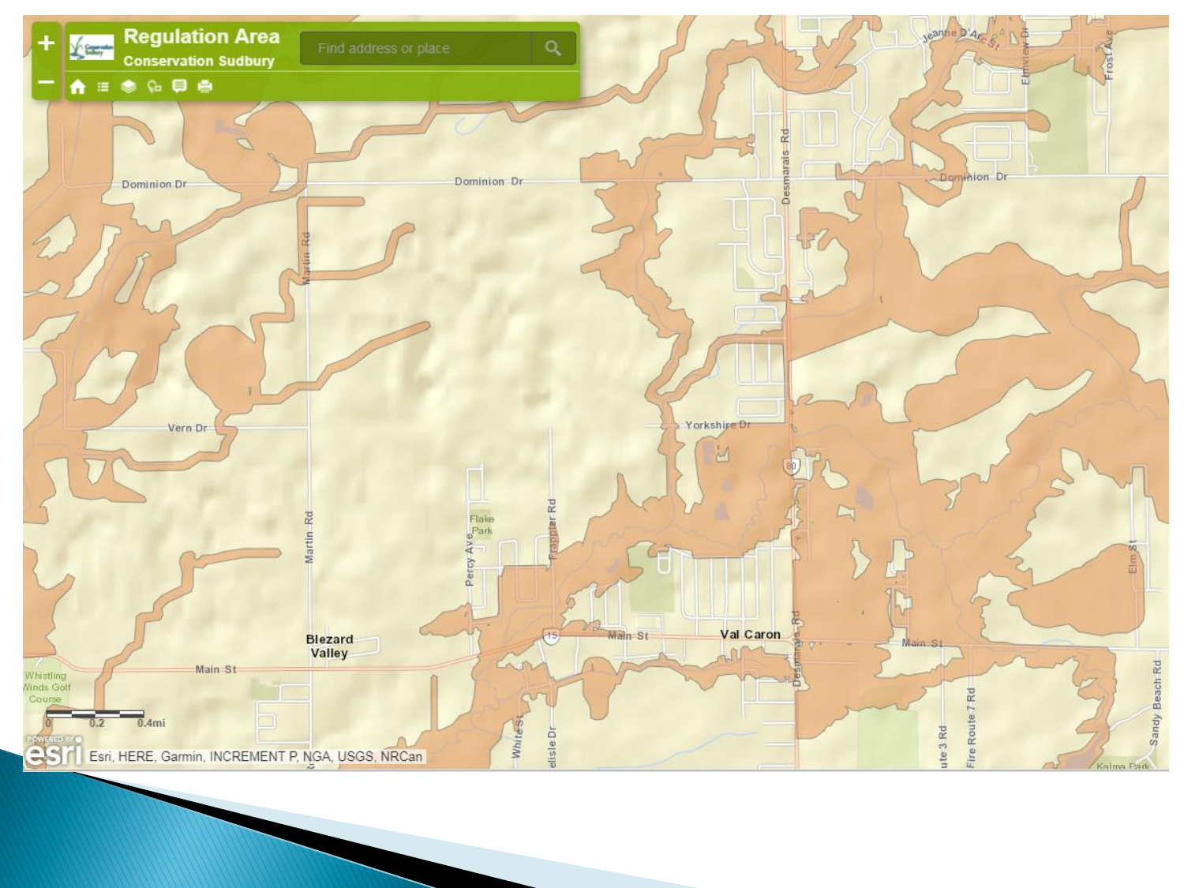**Regulation Area**

Conservation Sudbury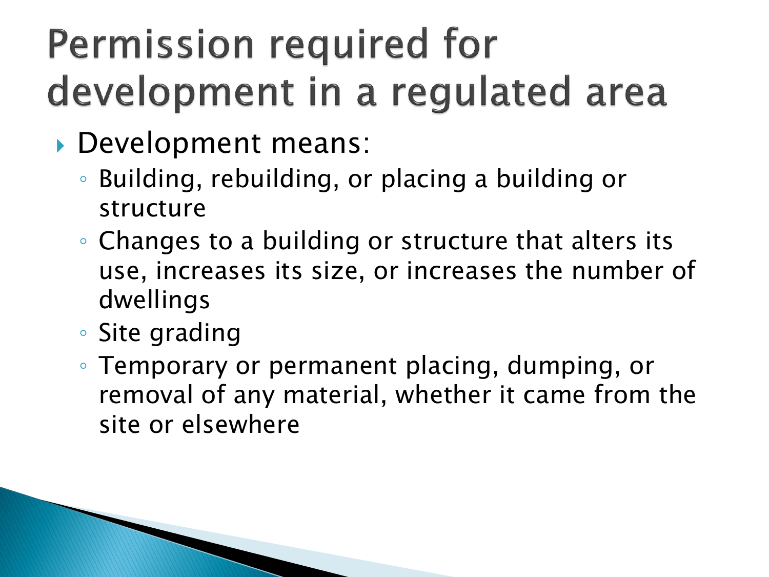# Permission required for development in a regulated area

- Development means:
  - Building, rebuilding, or placing a building or structure
  - Changes to a building or structure that alters its use, increases its size, or increases the number of dwellings
  - Site grading
  - Temporary or permanent placing, dumping, or removal of any material, whether it came from the site or elsewhere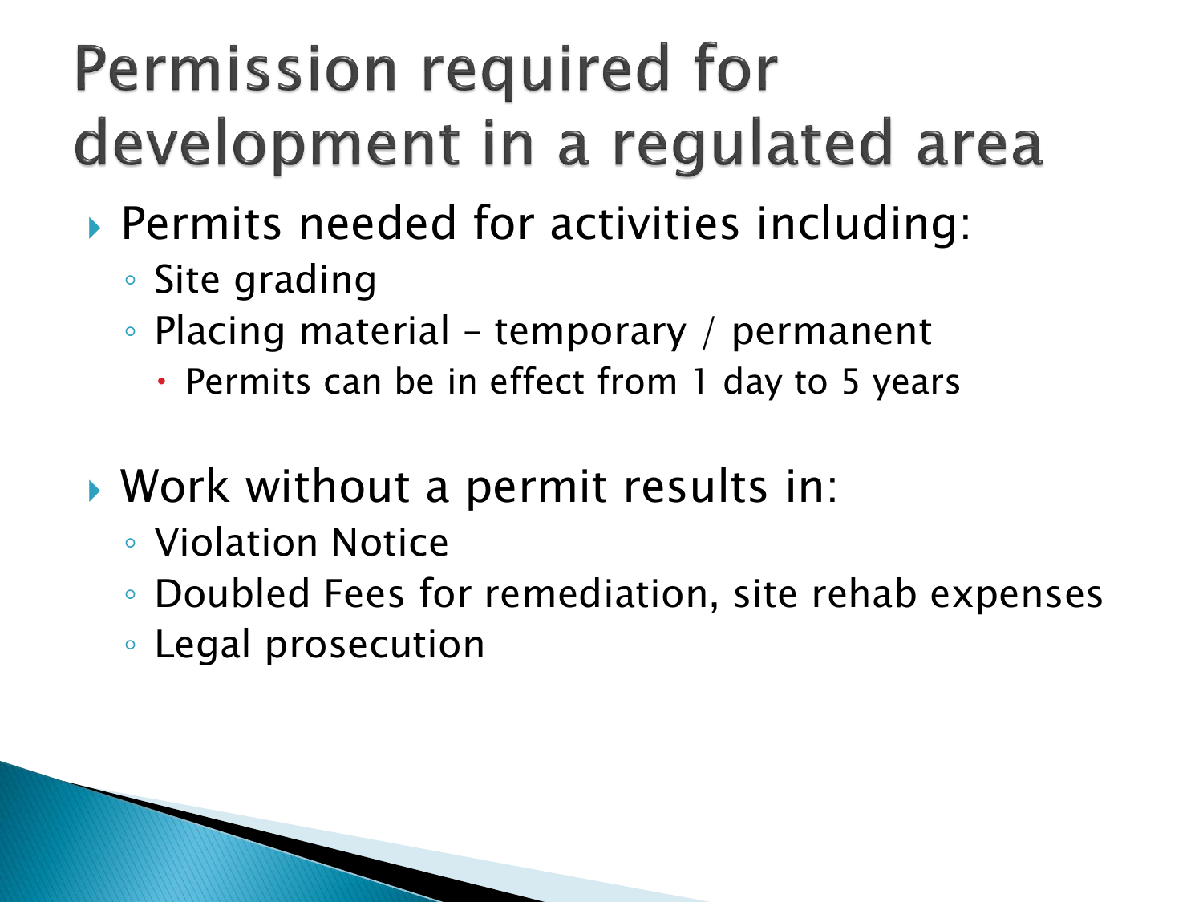# Permission required for development in a regulated area

- Permits needed for activities including:
  - Site grading
  - Placing material – temporary / permanent
    - Permits can be in effect from 1 day to 5 years

- Work without a permit results in:
  - Violation Notice
  - Doubled Fees for remediation, site rehab expenses
  - Legal prosecution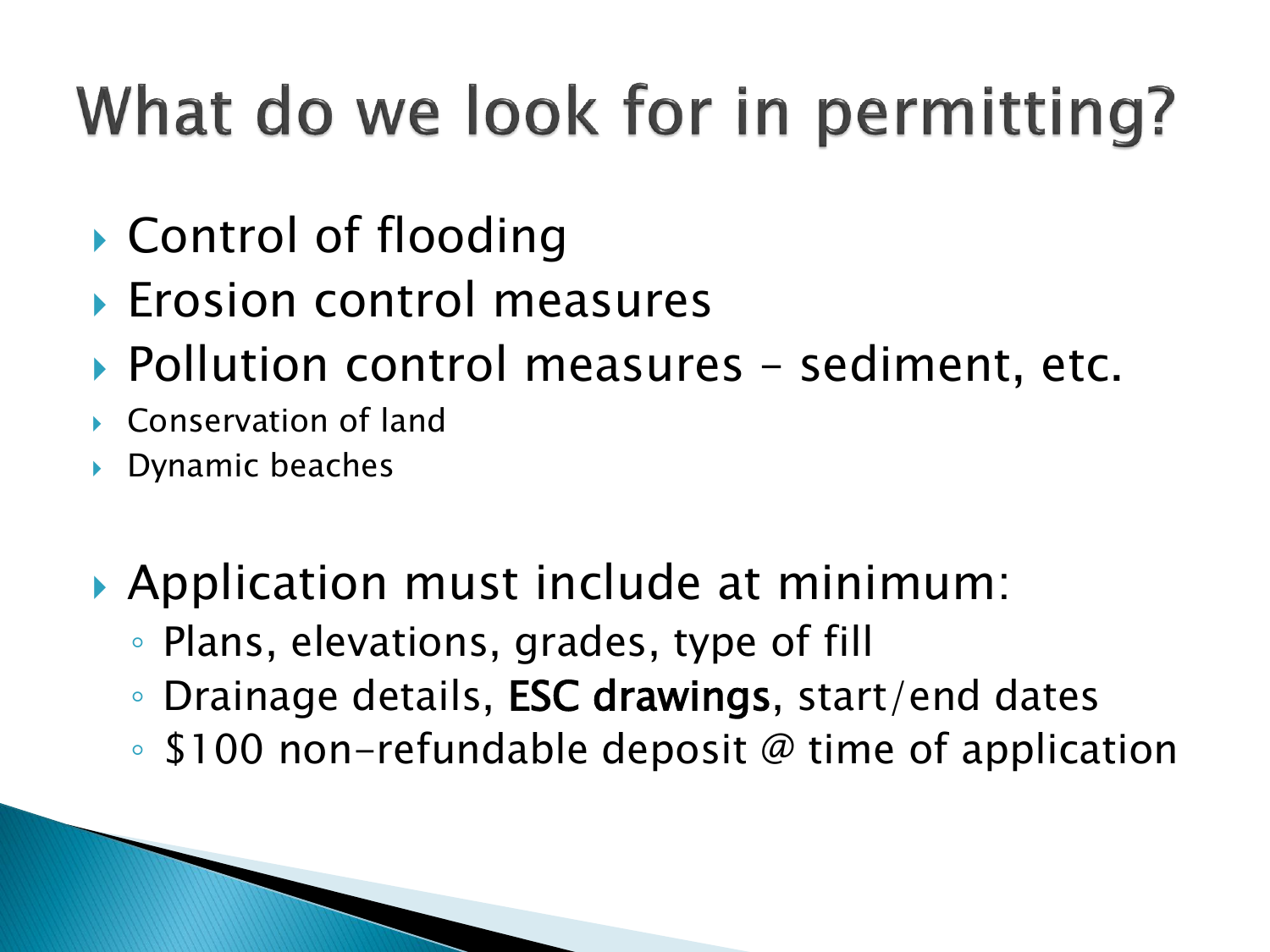# What do we look for in permitting?

- Control of flooding
- Erosion control measures
- Pollution control measures – sediment, etc.
- Conservation of land
- Dynamic beaches

- Application must include at minimum:
  - Plans, elevations, grades, type of fill
  - Drainage details, **ESC drawings**, start/end dates
  - $100 non-refundable deposit @ time of application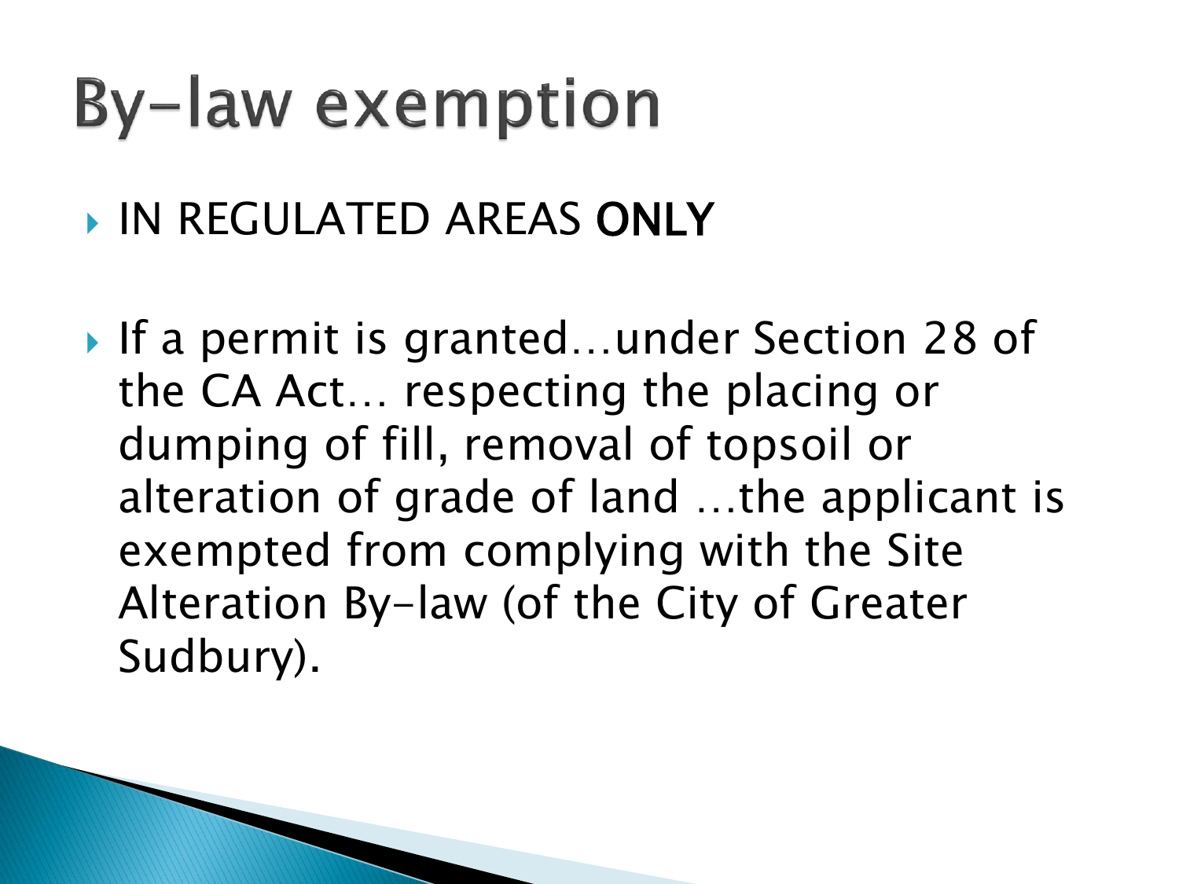# By-law exemption

- IN REGULATED AREAS **ONLY**

- If a permit is granted…under Section 28 of the CA Act… respecting the placing or dumping of fill, removal of topsoil or alteration of grade of land …the applicant is exempted from complying with the Site Alteration By-law (of the City of Greater Sudbury).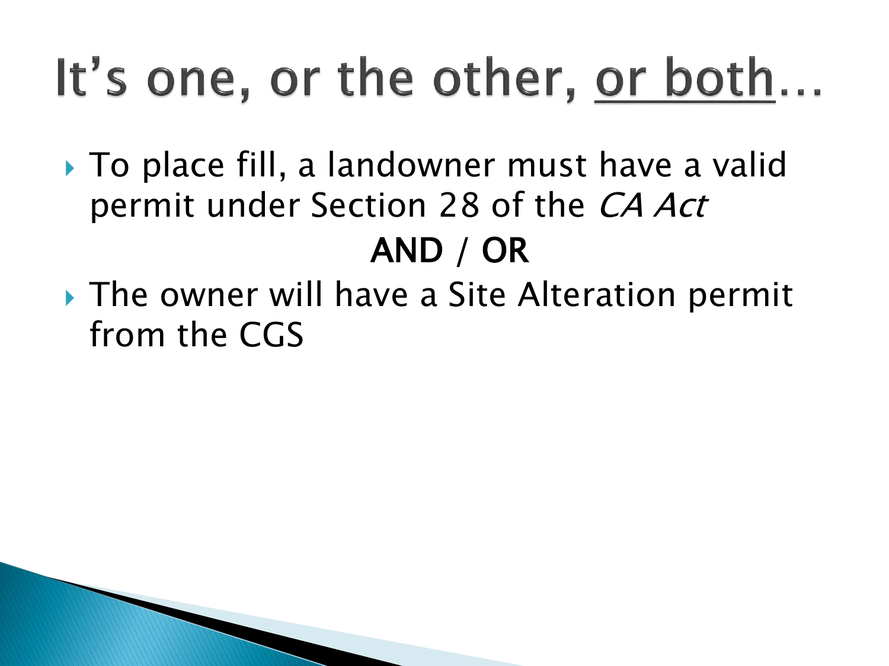# It's one, or the other, <u>or both</u>…

- To place fill, a landowner must have a valid permit under Section 28 of the *CA Act*

**AND / OR**

- The owner will have a Site Alteration permit from the CGS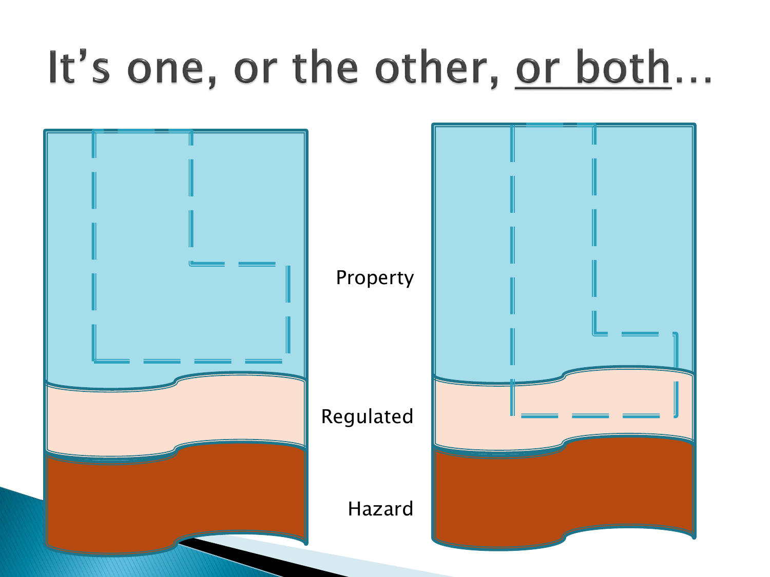# It's one, or the other, <u>or both</u>...

Property

Regulated

Hazard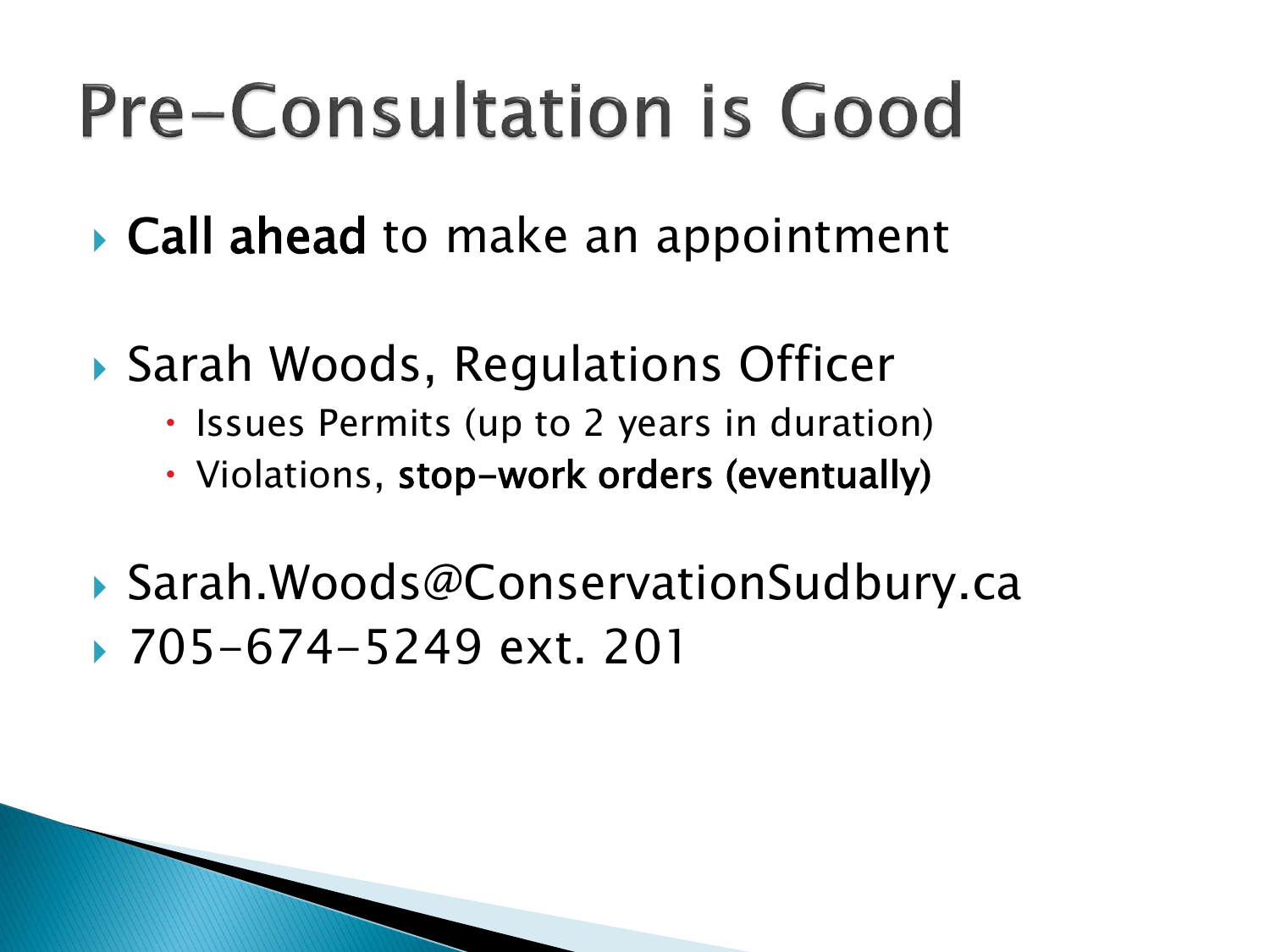# Pre-Consultation is Good

- **Call ahead** to make an appointment

- Sarah Woods, Regulations Officer
  - Issues Permits (up to 2 years in duration)
  - Violations, **stop-work orders (eventually)**

- Sarah.Woods@ConservationSudbury.ca
- 705-674-5249 ext. 201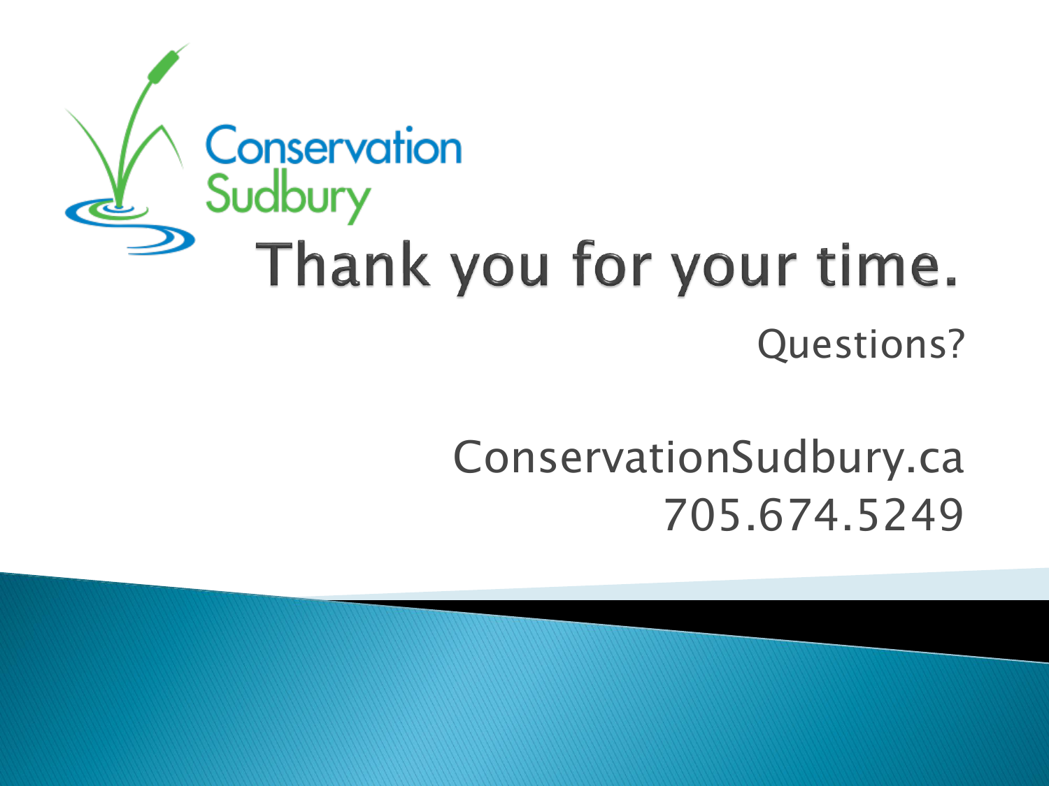Conservation Sudbury

# Thank you for your time.

Questions?

ConservationSudbury.ca
705.674.5249